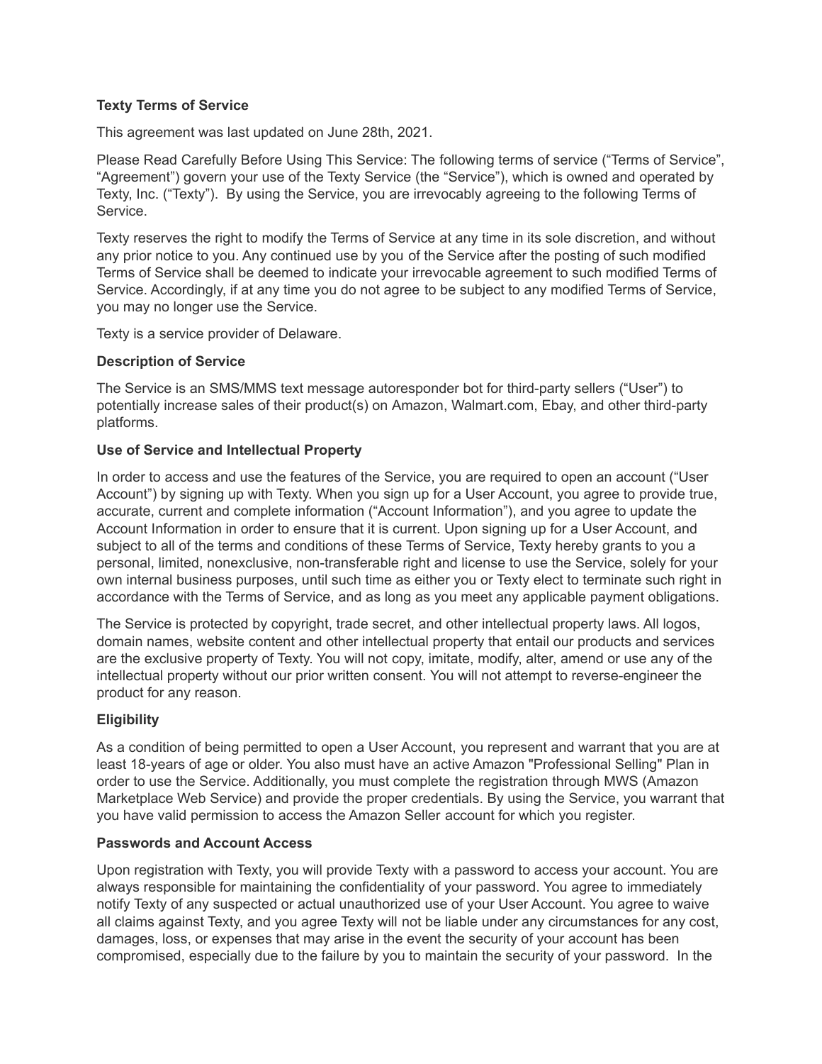**Texty Terms of Service**

This agreement was last updated on June 28th, 2021.

Please Read Carefully Before Using This Service: The following terms of service ("Terms of Service", "Agreement") govern your use of the Texty Service (the "Service"), which is owned and operated by Texty, Inc. ("Texty"). By using the Service, you are irrevocably agreeing to the following Terms of Service.

Texty reserves the right to modify the Terms of Service at any time in its sole discretion, and without any prior notice to you. Any continued use by you of the Service after the posting of such modified Terms of Service shall be deemed to indicate your irrevocable agreement to such modified Terms of Service. Accordingly, if at any time you do not agree to be subject to any modified Terms of Service, you may no longer use the Service.

Texty is a service provider of Delaware.

**Description of Service**

The Service is an SMS/MMS text message autoresponder bot for third-party sellers ("User") to potentially increase sales of their product(s) on Amazon, Walmart.com, Ebay, and other third-party platforms.

**Use of Service and Intellectual Property**

In order to access and use the features of the Service, you are required to open an account ("User Account") by signing up with Texty. When you sign up for a User Account, you agree to provide true, accurate, current and complete information ("Account Information"), and you agree to update the Account Information in order to ensure that it is current. Upon signing up for a User Account, and subject to all of the terms and conditions of these Terms of Service, Texty hereby grants to you a personal, limited, nonexclusive, non-transferable right and license to use the Service, solely for your own internal business purposes, until such time as either you or Texty elect to terminate such right in accordance with the Terms of Service, and as long as you meet any applicable payment obligations.

The Service is protected by copyright, trade secret, and other intellectual property laws. All logos, domain names, website content and other intellectual property that entail our products and services are the exclusive property of Texty. You will not copy, imitate, modify, alter, amend or use any of the intellectual property without our prior written consent. You will not attempt to reverse-engineer the product for any reason.

**Eligibility**

As a condition of being permitted to open a User Account, you represent and warrant that you are at least 18-years of age or older. You also must have an active Amazon "Professional Selling" Plan in order to use the Service. Additionally, you must complete the registration through MWS (Amazon Marketplace Web Service) and provide the proper credentials. By using the Service, you warrant that you have valid permission to access the Amazon Seller account for which you register.

**Passwords and Account Access**

Upon registration with Texty, you will provide Texty with a password to access your account. You are always responsible for maintaining the confidentiality of your password. You agree to immediately notify Texty of any suspected or actual unauthorized use of your User Account. You agree to waive all claims against Texty, and you agree Texty will not be liable under any circumstances for any cost, damages, loss, or expenses that may arise in the event the security of your account has been compromised, especially due to the failure by you to maintain the security of your password. In the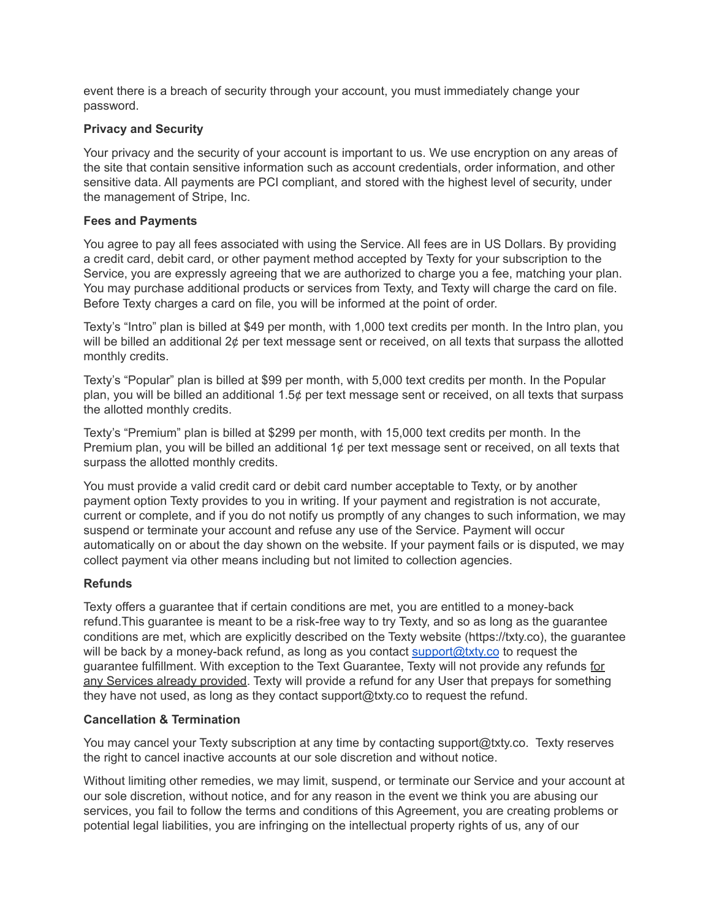event there is a breach of security through your account, you must immediately change your password.

**Privacy and Security**

Your privacy and the security of your account is important to us. We use encryption on any areas of the site that contain sensitive information such as account credentials, order information, and other sensitive data. All payments are PCI compliant, and stored with the highest level of security, under the management of Stripe, Inc.

**Fees and Payments**

You agree to pay all fees associated with using the Service. All fees are in US Dollars. By providing a credit card, debit card, or other payment method accepted by Texty for your subscription to the Service, you are expressly agreeing that we are authorized to charge you a fee, matching your plan. You may purchase additional products or services from Texty, and Texty will charge the card on file. Before Texty charges a card on file, you will be informed at the point of order.

Texty's "Intro" plan is billed at $49 per month, with 1,000 text credits per month. In the Intro plan, you will be billed an additional 2¢ per text message sent or received, on all texts that surpass the allotted monthly credits.

Texty's "Popular" plan is billed at $99 per month, with 5,000 text credits per month. In the Popular plan, you will be billed an additional 1.5¢ per text message sent or received, on all texts that surpass the allotted monthly credits.

Texty's "Premium" plan is billed at $299 per month, with 15,000 text credits per month. In the Premium plan, you will be billed an additional 1¢ per text message sent or received, on all texts that surpass the allotted monthly credits.

You must provide a valid credit card or debit card number acceptable to Texty, or by another payment option Texty provides to you in writing. If your payment and registration is not accurate, current or complete, and if you do not notify us promptly of any changes to such information, we may suspend or terminate your account and refuse any use of the Service. Payment will occur automatically on or about the day shown on the website. If your payment fails or is disputed, we may collect payment via other means including but not limited to collection agencies.

**Refunds**

Texty offers a guarantee that if certain conditions are met, you are entitled to a money-back refund.This guarantee is meant to be a risk-free way to try Texty, and so as long as the guarantee conditions are met, which are explicitly described on the Texty website (https://txty.co), the guarantee will be back by a money-back refund, as long as you contact support@txty.co to request the guarantee fulfillment. With exception to the Text Guarantee, Texty will not provide any refunds <u>for any Services already provided</u>. Texty will provide a refund for any User that prepays for something they have not used, as long as they contact support@txty.co to request the refund.

**Cancellation & Termination**

You may cancel your Texty subscription at any time by contacting support@txty.co. Texty reserves the right to cancel inactive accounts at our sole discretion and without notice.

Without limiting other remedies, we may limit, suspend, or terminate our Service and your account at our sole discretion, without notice, and for any reason in the event we think you are abusing our services, you fail to follow the terms and conditions of this Agreement, you are creating problems or potential legal liabilities, you are infringing on the intellectual property rights of us, any of our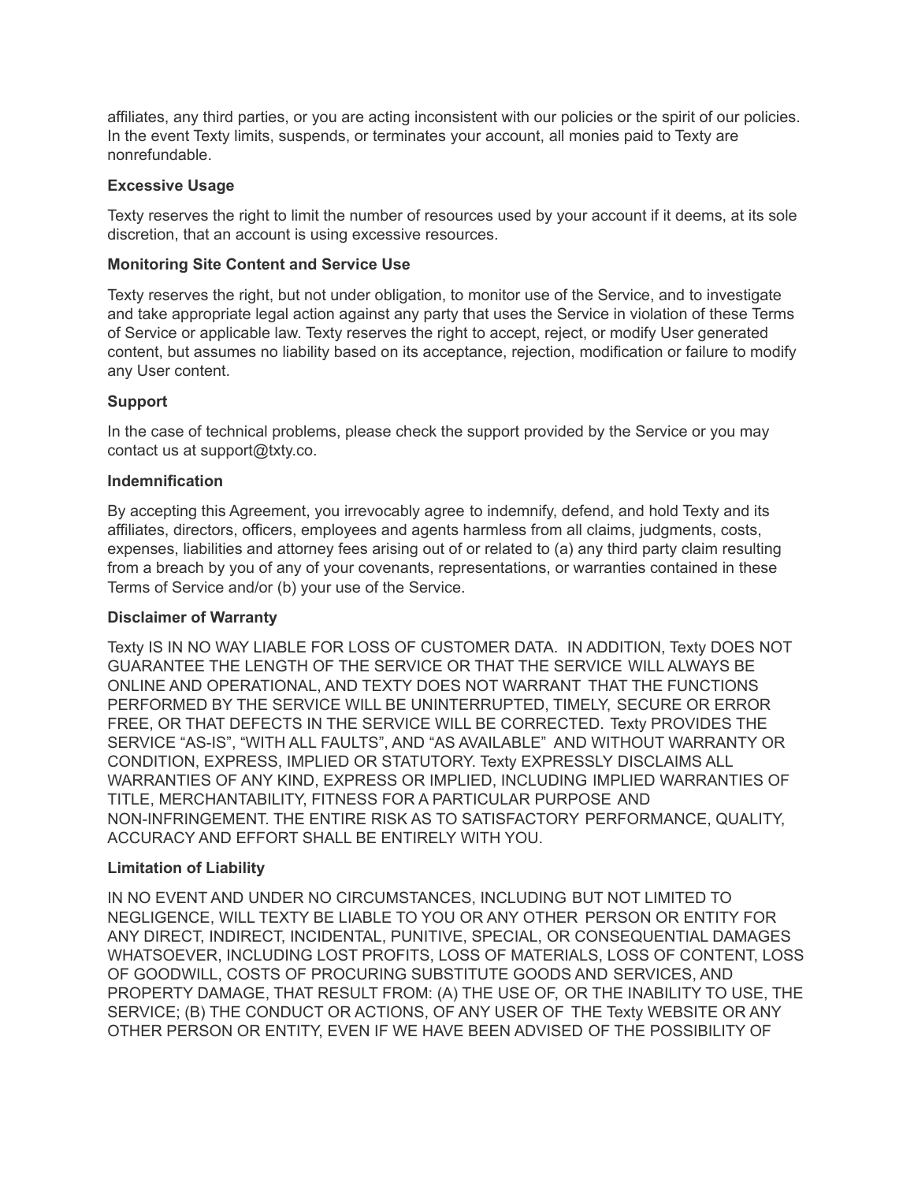affiliates, any third parties, or you are acting inconsistent with our policies or the spirit of our policies. In the event Texty limits, suspends, or terminates your account, all monies paid to Texty are nonrefundable.

**Excessive Usage**

Texty reserves the right to limit the number of resources used by your account if it deems, at its sole discretion, that an account is using excessive resources.

**Monitoring Site Content and Service Use**

Texty reserves the right, but not under obligation, to monitor use of the Service, and to investigate and take appropriate legal action against any party that uses the Service in violation of these Terms of Service or applicable law. Texty reserves the right to accept, reject, or modify User generated content, but assumes no liability based on its acceptance, rejection, modification or failure to modify any User content.

**Support**

In the case of technical problems, please check the support provided by the Service or you may contact us at support@txty.co.

**Indemnification**

By accepting this Agreement, you irrevocably agree to indemnify, defend, and hold Texty and its affiliates, directors, officers, employees and agents harmless from all claims, judgments, costs, expenses, liabilities and attorney fees arising out of or related to (a) any third party claim resulting from a breach by you of any of your covenants, representations, or warranties contained in these Terms of Service and/or (b) your use of the Service.

**Disclaimer of Warranty**

Texty IS IN NO WAY LIABLE FOR LOSS OF CUSTOMER DATA. IN ADDITION, Texty DOES NOT GUARANTEE THE LENGTH OF THE SERVICE OR THAT THE SERVICE WILL ALWAYS BE ONLINE AND OPERATIONAL, AND TEXTY DOES NOT WARRANT THAT THE FUNCTIONS PERFORMED BY THE SERVICE WILL BE UNINTERRUPTED, TIMELY, SECURE OR ERROR FREE, OR THAT DEFECTS IN THE SERVICE WILL BE CORRECTED. Texty PROVIDES THE SERVICE "AS-IS", "WITH ALL FAULTS", AND "AS AVAILABLE" AND WITHOUT WARRANTY OR CONDITION, EXPRESS, IMPLIED OR STATUTORY. Texty EXPRESSLY DISCLAIMS ALL WARRANTIES OF ANY KIND, EXPRESS OR IMPLIED, INCLUDING IMPLIED WARRANTIES OF TITLE, MERCHANTABILITY, FITNESS FOR A PARTICULAR PURPOSE AND NON-INFRINGEMENT. THE ENTIRE RISK AS TO SATISFACTORY PERFORMANCE, QUALITY, ACCURACY AND EFFORT SHALL BE ENTIRELY WITH YOU.

**Limitation of Liability**

IN NO EVENT AND UNDER NO CIRCUMSTANCES, INCLUDING BUT NOT LIMITED TO NEGLIGENCE, WILL TEXTY BE LIABLE TO YOU OR ANY OTHER PERSON OR ENTITY FOR ANY DIRECT, INDIRECT, INCIDENTAL, PUNITIVE, SPECIAL, OR CONSEQUENTIAL DAMAGES WHATSOEVER, INCLUDING LOST PROFITS, LOSS OF MATERIALS, LOSS OF CONTENT, LOSS OF GOODWILL, COSTS OF PROCURING SUBSTITUTE GOODS AND SERVICES, AND PROPERTY DAMAGE, THAT RESULT FROM: (A) THE USE OF, OR THE INABILITY TO USE, THE SERVICE; (B) THE CONDUCT OR ACTIONS, OF ANY USER OF THE Texty WEBSITE OR ANY OTHER PERSON OR ENTITY, EVEN IF WE HAVE BEEN ADVISED OF THE POSSIBILITY OF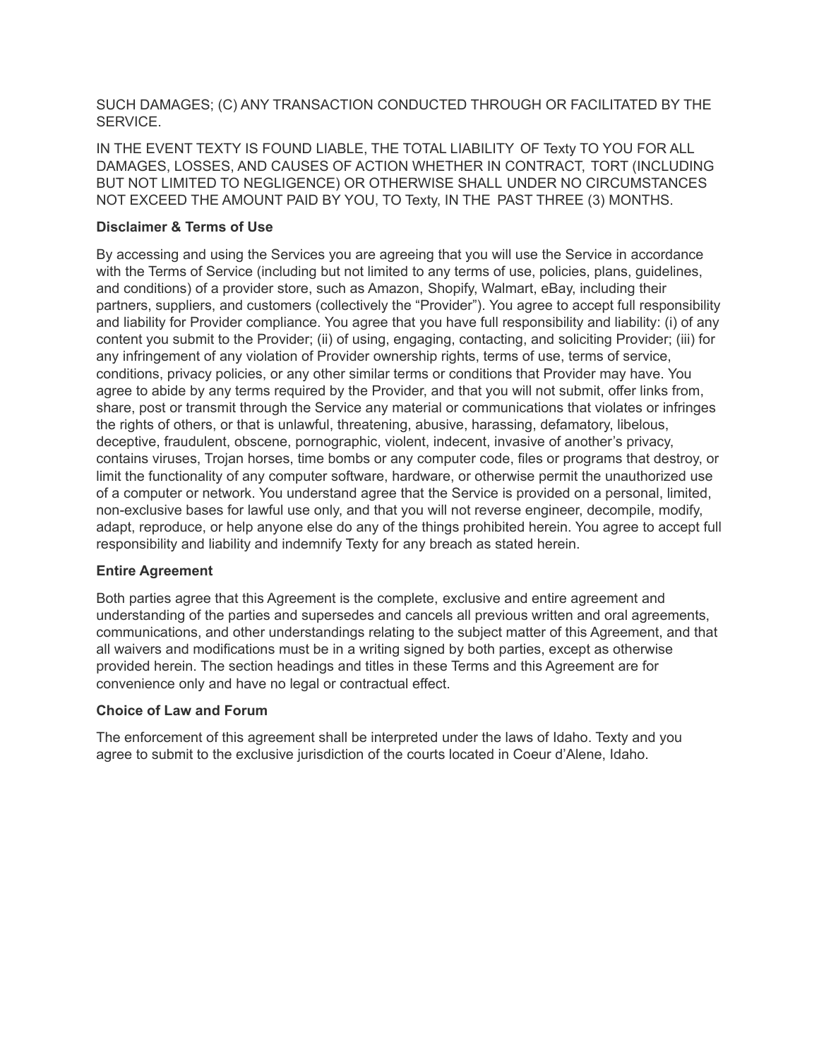SUCH DAMAGES; (C) ANY TRANSACTION CONDUCTED THROUGH OR FACILITATED BY THE SERVICE.

IN THE EVENT TEXTY IS FOUND LIABLE, THE TOTAL LIABILITY OF Texty TO YOU FOR ALL DAMAGES, LOSSES, AND CAUSES OF ACTION WHETHER IN CONTRACT, TORT (INCLUDING BUT NOT LIMITED TO NEGLIGENCE) OR OTHERWISE SHALL UNDER NO CIRCUMSTANCES NOT EXCEED THE AMOUNT PAID BY YOU, TO Texty, IN THE PAST THREE (3) MONTHS.

**Disclaimer & Terms of Use**

By accessing and using the Services you are agreeing that you will use the Service in accordance with the Terms of Service (including but not limited to any terms of use, policies, plans, guidelines, and conditions) of a provider store, such as Amazon, Shopify, Walmart, eBay, including their partners, suppliers, and customers (collectively the "Provider"). You agree to accept full responsibility and liability for Provider compliance. You agree that you have full responsibility and liability: (i) of any content you submit to the Provider; (ii) of using, engaging, contacting, and soliciting Provider; (iii) for any infringement of any violation of Provider ownership rights, terms of use, terms of service, conditions, privacy policies, or any other similar terms or conditions that Provider may have. You agree to abide by any terms required by the Provider, and that you will not submit, offer links from, share, post or transmit through the Service any material or communications that violates or infringes the rights of others, or that is unlawful, threatening, abusive, harassing, defamatory, libelous, deceptive, fraudulent, obscene, pornographic, violent, indecent, invasive of another's privacy, contains viruses, Trojan horses, time bombs or any computer code, files or programs that destroy, or limit the functionality of any computer software, hardware, or otherwise permit the unauthorized use of a computer or network. You understand agree that the Service is provided on a personal, limited, non-exclusive bases for lawful use only, and that you will not reverse engineer, decompile, modify, adapt, reproduce, or help anyone else do any of the things prohibited herein. You agree to accept full responsibility and liability and indemnify Texty for any breach as stated herein.

**Entire Agreement**

Both parties agree that this Agreement is the complete, exclusive and entire agreement and understanding of the parties and supersedes and cancels all previous written and oral agreements, communications, and other understandings relating to the subject matter of this Agreement, and that all waivers and modifications must be in a writing signed by both parties, except as otherwise provided herein. The section headings and titles in these Terms and this Agreement are for convenience only and have no legal or contractual effect.

**Choice of Law and Forum**

The enforcement of this agreement shall be interpreted under the laws of Idaho. Texty and you agree to submit to the exclusive jurisdiction of the courts located in Coeur d'Alene, Idaho.